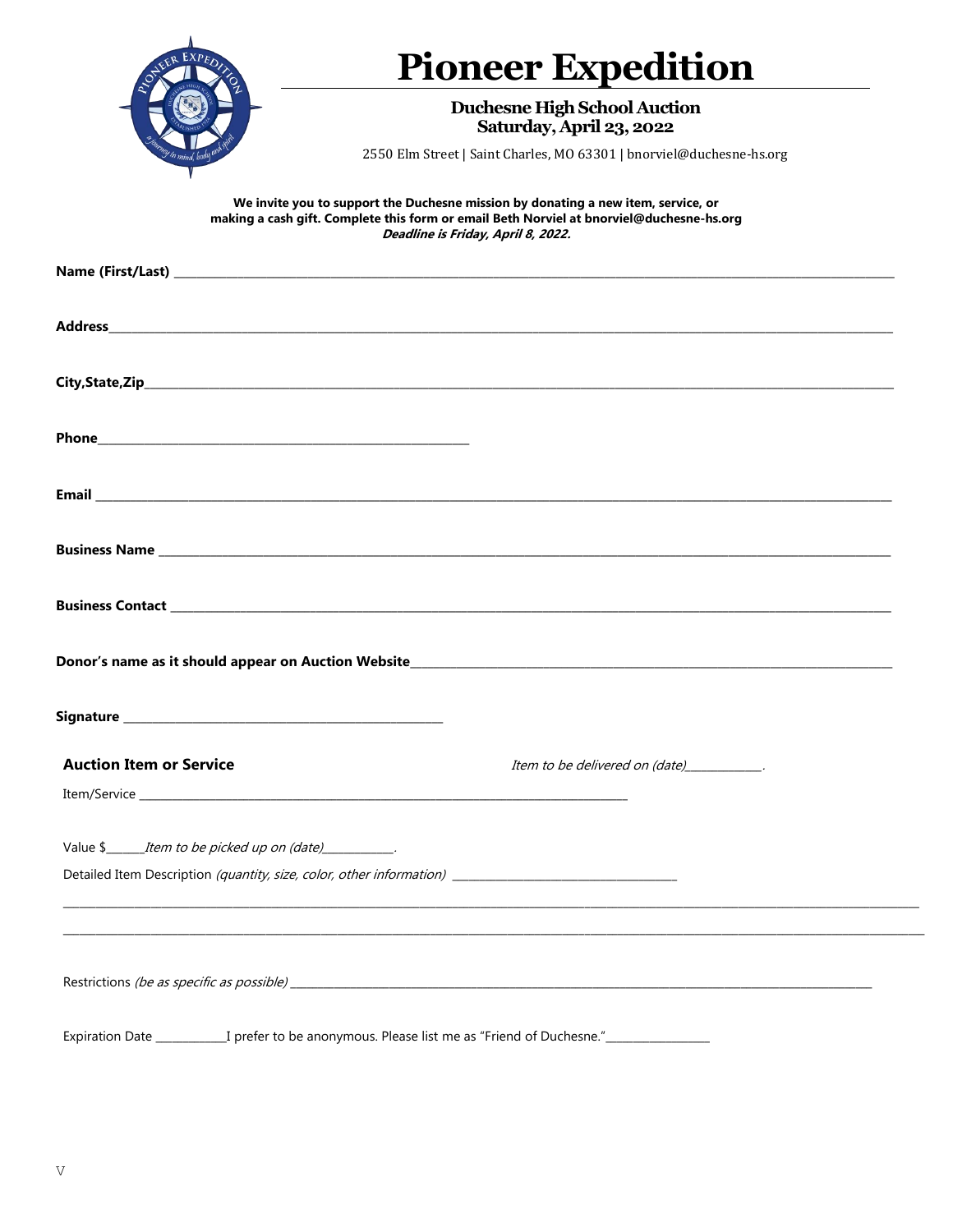# Pioneer Expedition

**Duchesne High School Auction**
**Saturday, April 23, 2022**

2550 Elm Street | Saint Charles, MO 63301 | bnorviel@duchesne-hs.org

**We invite you to support the Duchesne mission by donating a new item, service, or making a cash gift. Complete this form or email Beth Norviel at bnorviel@duchesne-hs.org**
***Deadline is Friday, April 8, 2022.***

**Name (First/Last)** ____________________________________________

**Address**____________________________________________

**City,State,Zip**____________________________________________

**Phone**______________________________

**Email** ____________________________________________

**Business Name** ____________________________________________

**Business Contact** ____________________________________________

**Donor's name as it should appear on Auction Website**______________________________

**Signature** ______________________________

## Auction Item or Service

*Item to be delivered on (date)*____________.

Item/Service ____________________________________________

Value $______*Item to be picked up on (date)*___________.

Detailed Item Description *(quantity, size, color, other information)* ______________________________

____________________________________________

____________________________________________

Restrictions *(be as specific as possible)* ____________________________________________

Expiration Date ___________I prefer to be anonymous. Please list me as "Friend of Duchesne."_________________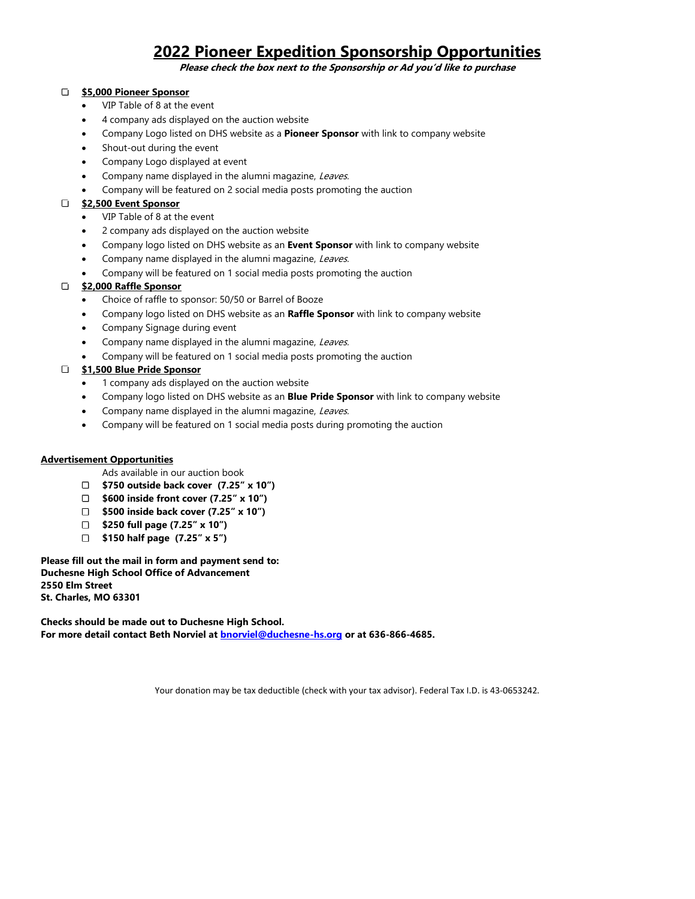# 2022 Pioneer Expedition Sponsorship Opportunities

***Please check the box next to the Sponsorship or Ad you'd like to purchase***

- ☐ **$5,000 Pioneer Sponsor**
  - VIP Table of 8 at the event
  - 4 company ads displayed on the auction website
  - Company Logo listed on DHS website as a **Pioneer Sponsor** with link to company website
  - Shout-out during the event
  - Company Logo displayed at event
  - Company name displayed in the alumni magazine, *Leaves*.
  - Company will be featured on 2 social media posts promoting the auction
- ☐ **$2,500 Event Sponsor**
  - VIP Table of 8 at the event
  - 2 company ads displayed on the auction website
  - Company logo listed on DHS website as an **Event Sponsor** with link to company website
  - Company name displayed in the alumni magazine, *Leaves*.
  - Company will be featured on 1 social media posts promoting the auction
- ☐ **$2,000 Raffle Sponsor**
  - Choice of raffle to sponsor: 50/50 or Barrel of Booze
  - Company logo listed on DHS website as an **Raffle Sponsor** with link to company website
  - Company Signage during event
  - Company name displayed in the alumni magazine, *Leaves*.
  - Company will be featured on 1 social media posts promoting the auction
- ☐ **$1,500 Blue Pride Sponsor**
  - 1 company ads displayed on the auction website
  - Company logo listed on DHS website as an **Blue Pride Sponsor** with link to company website
  - Company name displayed in the alumni magazine, *Leaves*.
  - Company will be featured on 1 social media posts during promoting the auction

**Advertisement Opportunities**

Ads available in our auction book

- ☐ **$750 outside back cover (7.25" x 10")**
- ☐ **$600 inside front cover (7.25" x 10")**
- ☐ **$500 inside back cover (7.25" x 10")**
- ☐ **$250 full page (7.25" x 10")**
- ☐ **$150 half page (7.25" x 5")**

**Please fill out the mail in form and payment send to:**
**Duchesne High School Office of Advancement**
**2550 Elm Street**
**St. Charles, MO 63301**

**Checks should be made out to Duchesne High School.**
**For more detail contact Beth Norviel at bnorviel@duchesne-hs.org or at 636-866-4685.**

Your donation may be tax deductible (check with your tax advisor). Federal Tax I.D. is 43-0653242.